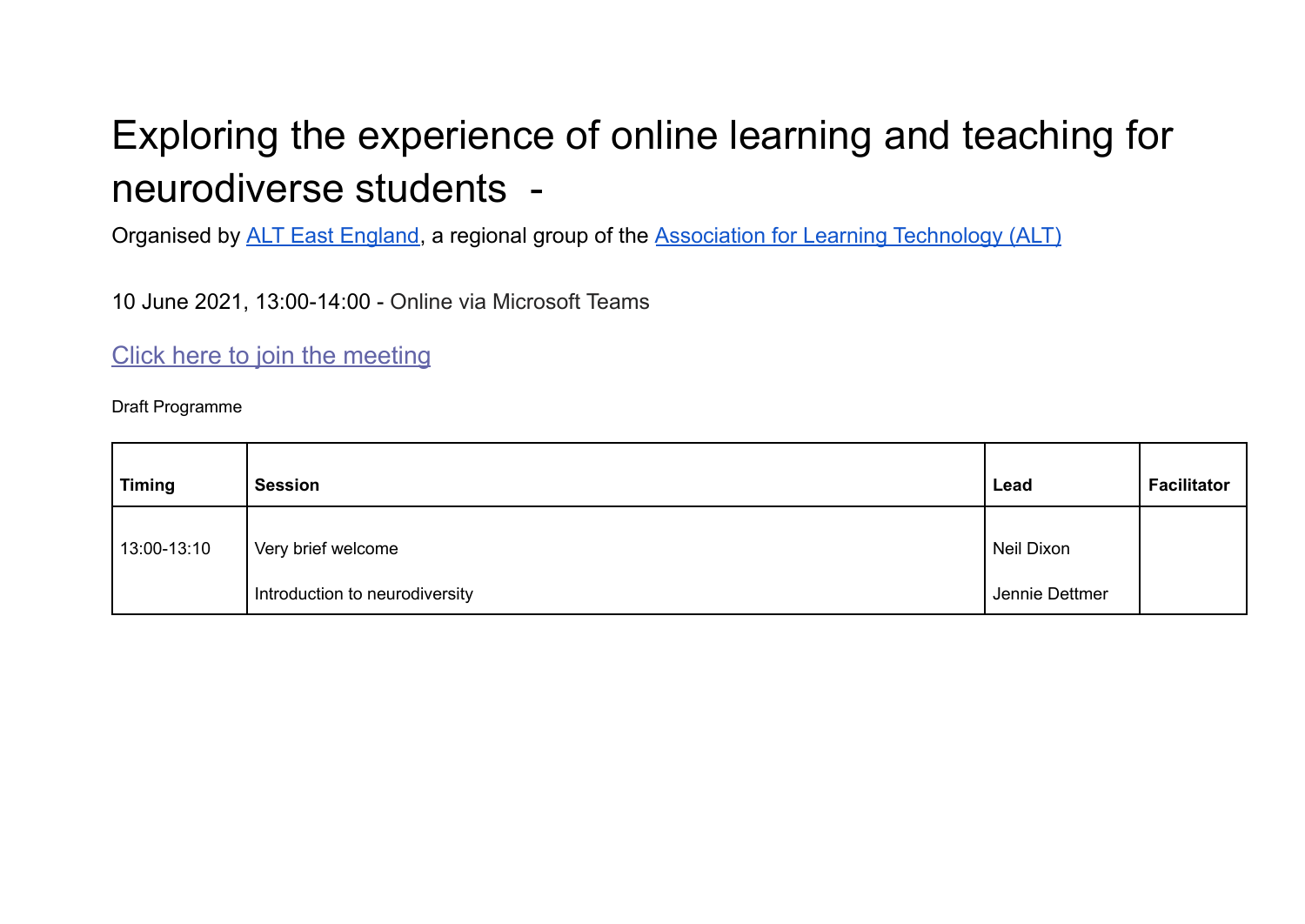# Exploring the experience of online learning and teaching for neurodiverse students -

Organised by [ALT East England](), a regional group of the [Association for Learning Technology (ALT)]()

10 June 2021, 13:00-14:00 - Online via Microsoft Teams

[Click here to join the meeting]()

Draft Programme

| **Timing** | **Session** | **Lead** | **Facilitator** |
|---|---|---|---|
| 13:00-13:10 | Very brief welcome<br><br>Introduction to neurodiversity | Neil Dixon<br><br>Jennie Dettmer | |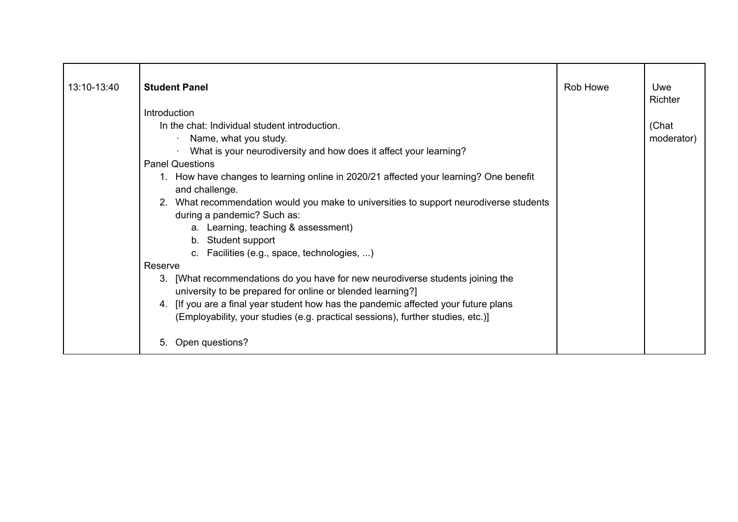| | | | |
|---|---|---|---|
| 13:10-13:40 | **Student Panel**<br><br>Introduction<br>In the chat: Individual student introduction.<br>· Name, what you study.<br>· What is your neurodiversity and how does it affect your learning?<br>Panel Questions<br>1. How have changes to learning online in 2020/21 affected your learning? One benefit and challenge.<br>2. What recommendation would you make to universities to support neurodiverse students during a pandemic? Such as:<br>a. Learning, teaching & assessment)<br>b. Student support<br>c. Facilities (e.g., space, technologies, ...)<br>Reserve<br>3. [What recommendations do you have for new neurodiverse students joining the university to be prepared for online or blended learning?]<br>4. [If you are a final year student how has the pandemic affected your future plans (Employability, your studies (e.g. practical sessions), further studies, etc.)]<br><br>5. Open questions? | Rob Howe | Uwe Richter<br><br>(Chat moderator) |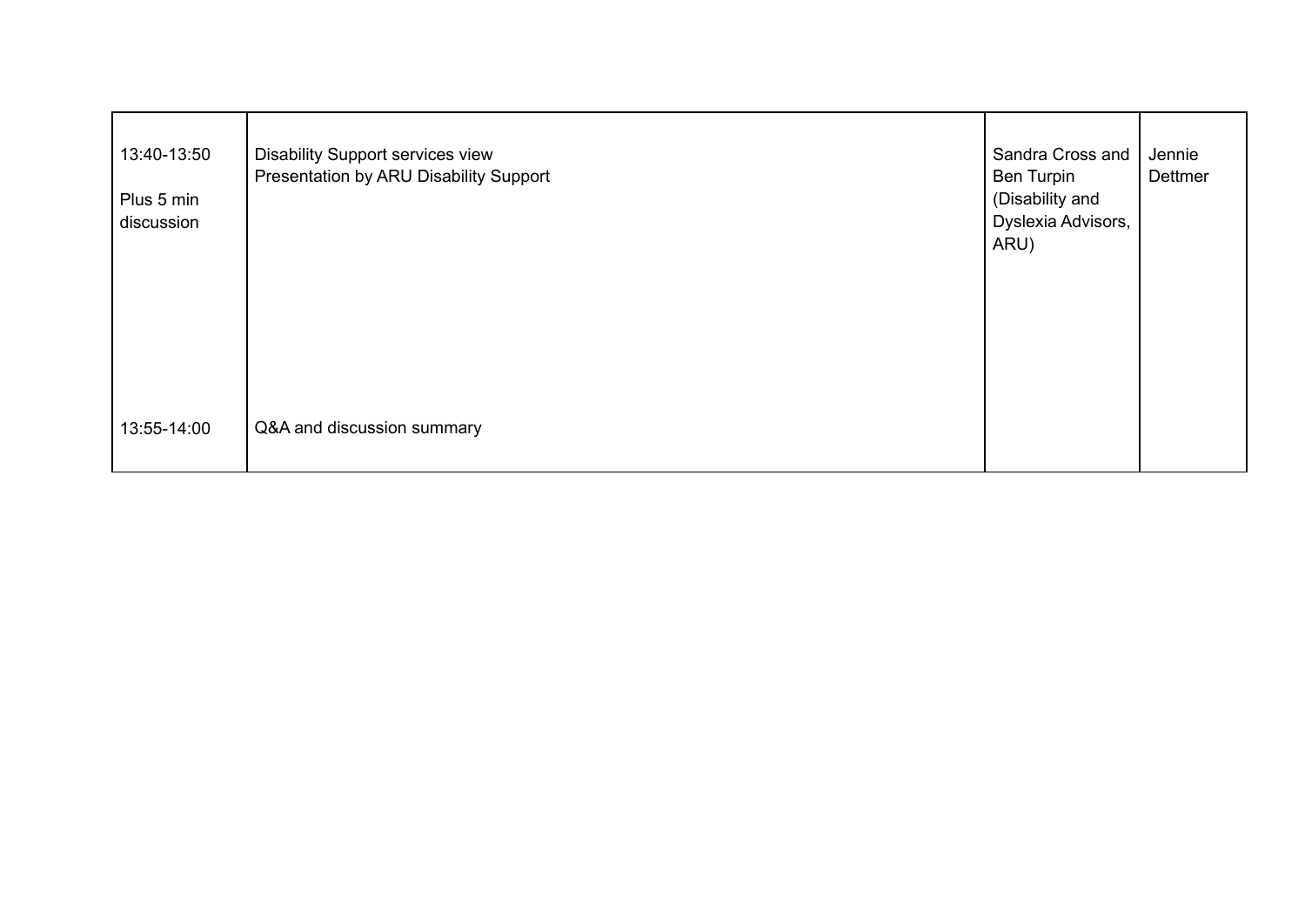| | | | |
|---|---|---|---|
| 13:40-13:50<br><br>Plus 5 min discussion | Disability Support services view<br>Presentation by ARU Disability Support | Sandra Cross and Ben Turpin (Disability and Dyslexia Advisors, ARU) | Jennie Dettmer |
| 13:55-14:00 | Q&A and discussion summary | | |